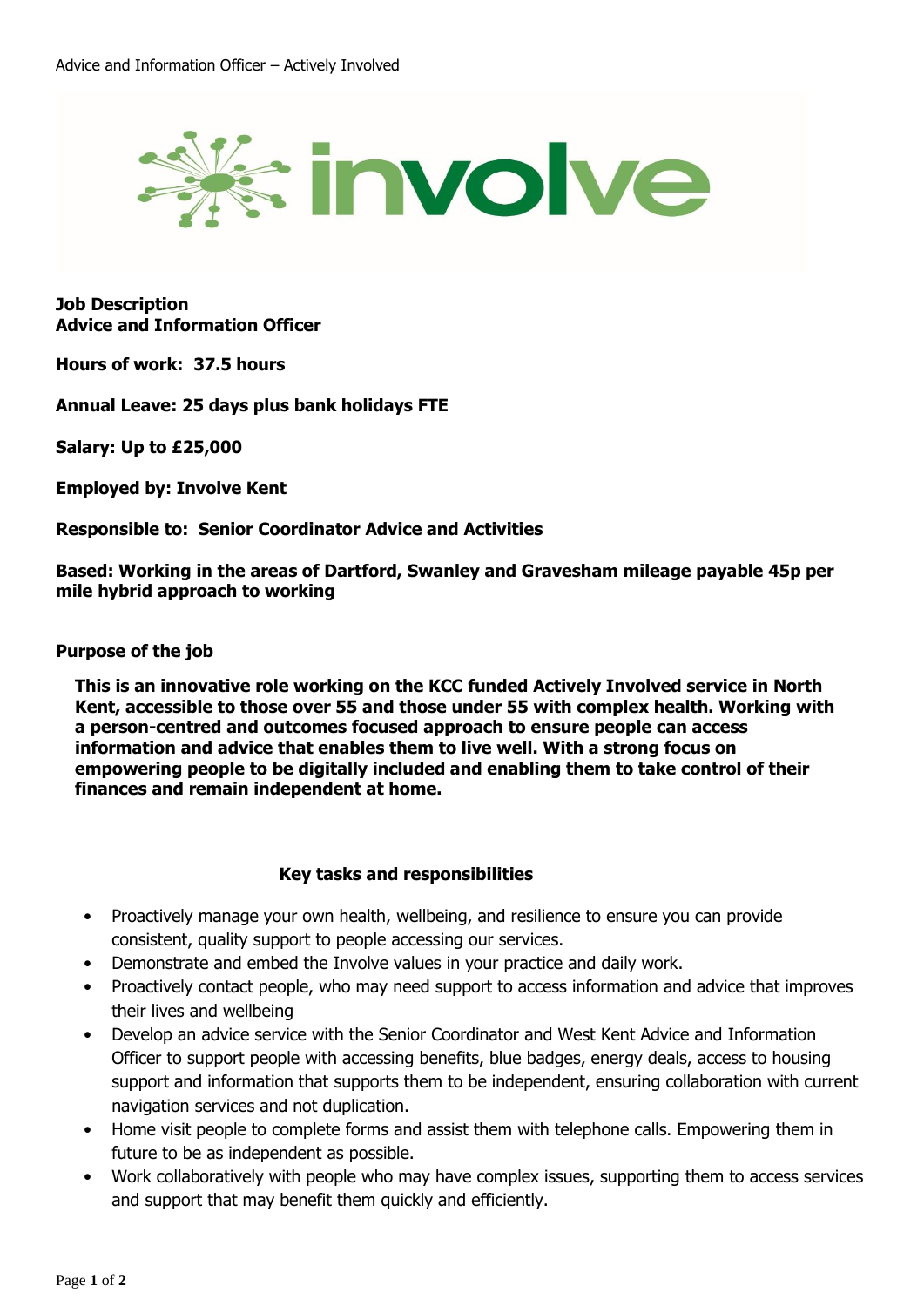**Job Description**
**Advice and Information Officer**

**Hours of work: 37.5 hours**

**Annual Leave: 25 days plus bank holidays FTE**

**Salary: Up to £25,000**

**Employed by: Involve Kent**

**Responsible to: Senior Coordinator Advice and Activities**

**Based: Working in the areas of Dartford, Swanley and Gravesham mileage payable 45p per mile hybrid approach to working**

**Purpose of the job**

**This is an innovative role working on the KCC funded Actively Involved service in North Kent, accessible to those over 55 and those under 55 with complex health. Working with a person-centred and outcomes focused approach to ensure people can access information and advice that enables them to live well. With a strong focus on empowering people to be digitally included and enabling them to take control of their finances and remain independent at home.**

**Key tasks and responsibilities**

- Proactively manage your own health, wellbeing, and resilience to ensure you can provide consistent, quality support to people accessing our services.
- Demonstrate and embed the Involve values in your practice and daily work.
- Proactively contact people, who may need support to access information and advice that improves their lives and wellbeing
- Develop an advice service with the Senior Coordinator and West Kent Advice and Information Officer to support people with accessing benefits, blue badges, energy deals, access to housing support and information that supports them to be independent, ensuring collaboration with current navigation services and not duplication.
- Home visit people to complete forms and assist them with telephone calls. Empowering them in future to be as independent as possible.
- Work collaboratively with people who may have complex issues, supporting them to access services and support that may benefit them quickly and efficiently.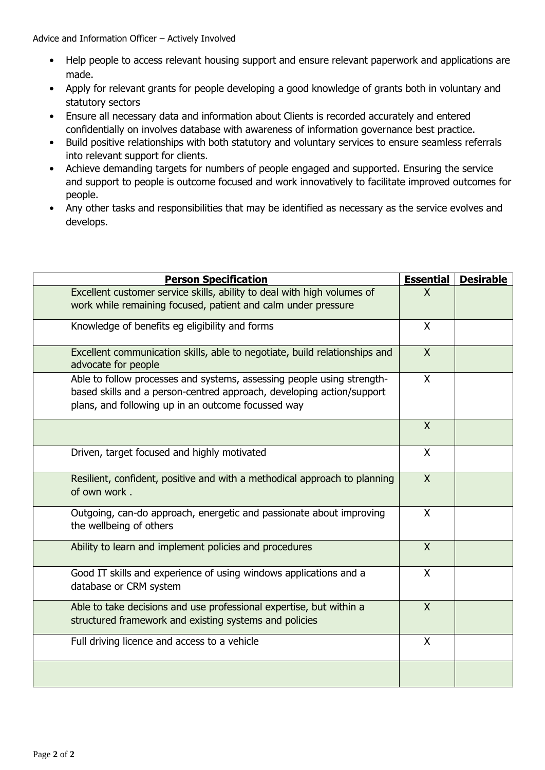- Help people to access relevant housing support and ensure relevant paperwork and applications are made.
- Apply for relevant grants for people developing a good knowledge of grants both in voluntary and statutory sectors
- Ensure all necessary data and information about Clients is recorded accurately and entered confidentially on involves database with awareness of information governance best practice.
- Build positive relationships with both statutory and voluntary services to ensure seamless referrals into relevant support for clients.
- Achieve demanding targets for numbers of people engaged and supported. Ensuring the service and support to people is outcome focused and work innovatively to facilitate improved outcomes for people.
- Any other tasks and responsibilities that may be identified as necessary as the service evolves and develops.

| **Person Specification** | **Essential** | **Desirable** |
|---|---|---|
| Excellent customer service skills, ability to deal with high volumes of work while remaining focused, patient and calm under pressure | X | |
| Knowledge of benefits eg eligibility and forms | X | |
| Excellent communication skills, able to negotiate, build relationships and advocate for people | X | |
| Able to follow processes and systems, assessing people using strength-based skills and a person-centred approach, developing action/support plans, and following up in an outcome focussed way | X | |
| | X | |
| Driven, target focused and highly motivated | X | |
| Resilient, confident, positive and with a methodical approach to planning of own work . | X | |
| Outgoing, can-do approach, energetic and passionate about improving the wellbeing of others | X | |
| Ability to learn and implement policies and procedures | X | |
| Good IT skills and experience of using windows applications and a database or CRM system | X | |
| Able to take decisions and use professional expertise, but within a structured framework and existing systems and policies | X | |
| Full driving licence and access to a vehicle | X | |
| | | |